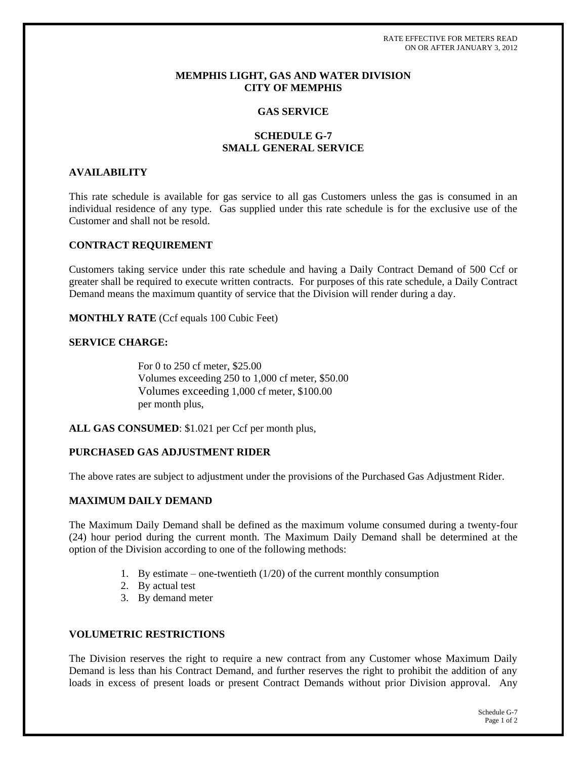RATE EFFECTIVE FOR METERS READ
ON OR AFTER JANUARY 3, 2012

# MEMPHIS LIGHT, GAS AND WATER DIVISION
# CITY OF MEMPHIS

## GAS SERVICE

## SCHEDULE G-7
## SMALL GENERAL SERVICE

### AVAILABILITY

This rate schedule is available for gas service to all gas Customers unless the gas is consumed in an individual residence of any type. Gas supplied under this rate schedule is for the exclusive use of the Customer and shall not be resold.

### CONTRACT REQUIREMENT

Customers taking service under this rate schedule and having a Daily Contract Demand of 500 Ccf or greater shall be required to execute written contracts. For purposes of this rate schedule, a Daily Contract Demand means the maximum quantity of service that the Division will render during a day.

**MONTHLY RATE** (Ccf equals 100 Cubic Feet)

**SERVICE CHARGE:**

For 0 to 250 cf meter, $25.00
Volumes exceeding 250 to 1,000 cf meter, $50.00
Volumes exceeding 1,000 cf meter, $100.00
per month plus,

**ALL GAS CONSUMED**: $1.021 per Ccf per month plus,

### PURCHASED GAS ADJUSTMENT RIDER

The above rates are subject to adjustment under the provisions of the Purchased Gas Adjustment Rider.

### MAXIMUM DAILY DEMAND

The Maximum Daily Demand shall be defined as the maximum volume consumed during a twenty-four (24) hour period during the current month. The Maximum Daily Demand shall be determined at the option of the Division according to one of the following methods:

1. By estimate – one-twentieth (1/20) of the current monthly consumption
2. By actual test
3. By demand meter

### VOLUMETRIC RESTRICTIONS

The Division reserves the right to require a new contract from any Customer whose Maximum Daily Demand is less than his Contract Demand, and further reserves the right to prohibit the addition of any loads in excess of present loads or present Contract Demands without prior Division approval. Any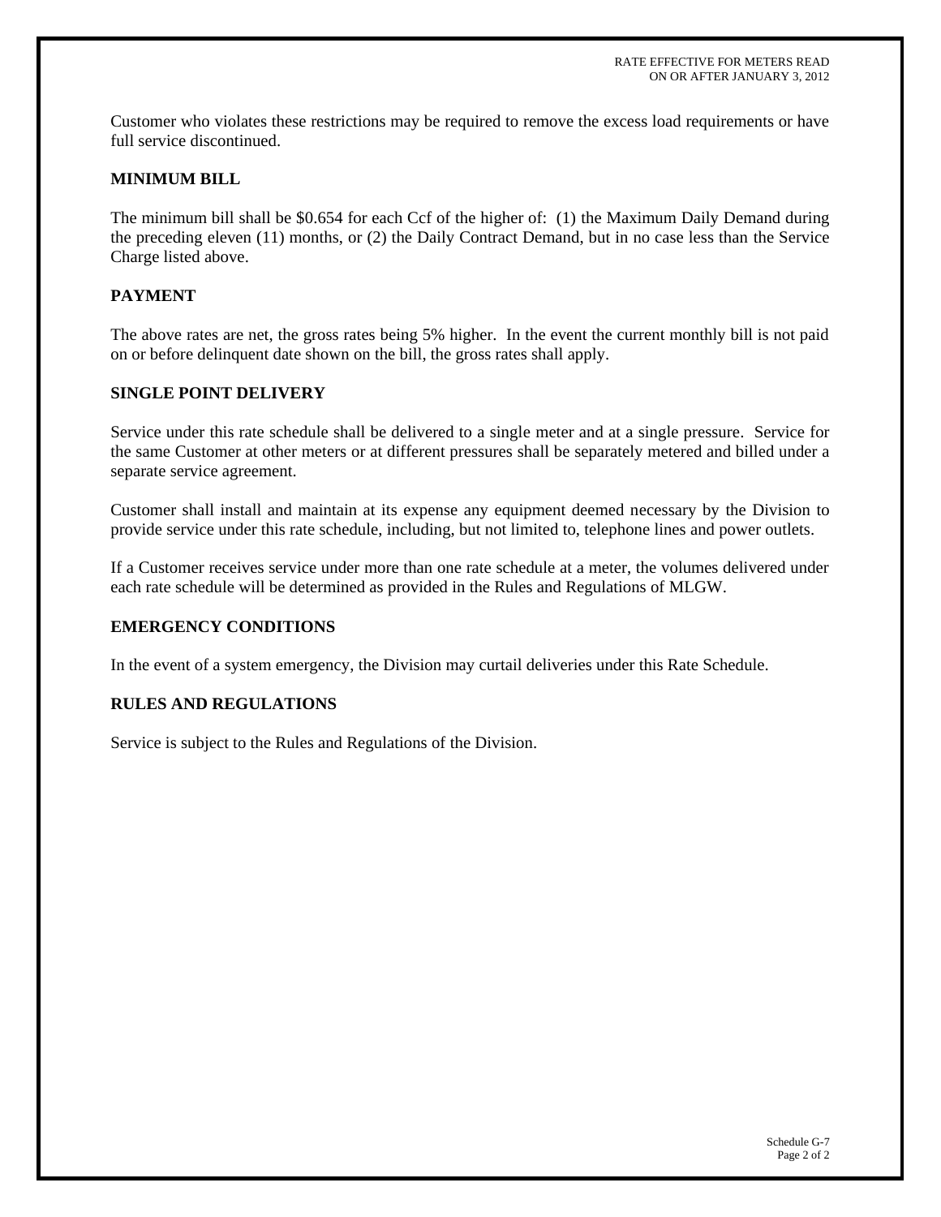Customer who violates these restrictions may be required to remove the excess load requirements or have full service discontinued.

**MINIMUM BILL**

The minimum bill shall be $0.654 for each Ccf of the higher of: (1) the Maximum Daily Demand during the preceding eleven (11) months, or (2) the Daily Contract Demand, but in no case less than the Service Charge listed above.

**PAYMENT**

The above rates are net, the gross rates being 5% higher. In the event the current monthly bill is not paid on or before delinquent date shown on the bill, the gross rates shall apply.

**SINGLE POINT DELIVERY**

Service under this rate schedule shall be delivered to a single meter and at a single pressure. Service for the same Customer at other meters or at different pressures shall be separately metered and billed under a separate service agreement.

Customer shall install and maintain at its expense any equipment deemed necessary by the Division to provide service under this rate schedule, including, but not limited to, telephone lines and power outlets.

If a Customer receives service under more than one rate schedule at a meter, the volumes delivered under each rate schedule will be determined as provided in the Rules and Regulations of MLGW.

**EMERGENCY CONDITIONS**

In the event of a system emergency, the Division may curtail deliveries under this Rate Schedule.

**RULES AND REGULATIONS**

Service is subject to the Rules and Regulations of the Division.